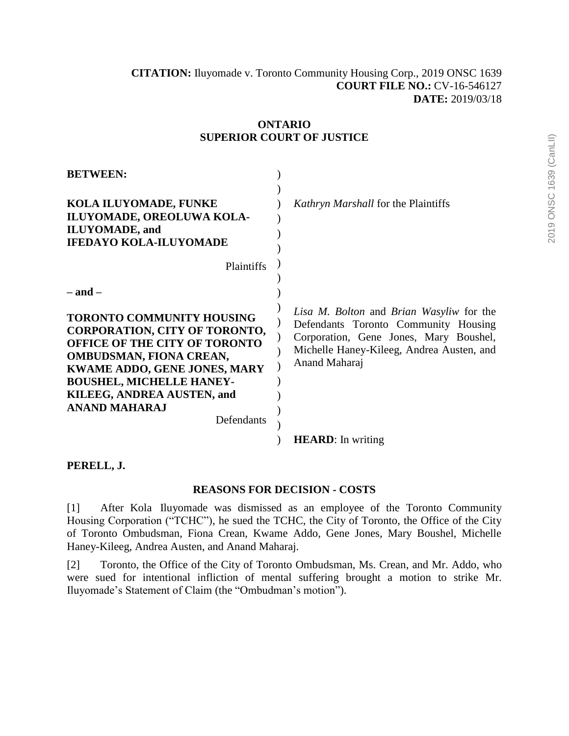**CITATION:** Iluyomade v. Toronto Community Housing Corp., 2019 ONSC 1639
**COURT FILE NO.:** CV-16-546127
**DATE:** 2019/03/18

**ONTARIO**
**SUPERIOR COURT OF JUSTICE**

**BETWEEN:**

**KOLA ILUYOMADE, FUNKE ILUYOMADE, OREOLUWA KOLA-ILUYOMADE, and IFEDAYO KOLA-ILUYOMADE**

Plaintiffs

*Kathryn Marshall* for the Plaintiffs

**– and –**

**TORONTO COMMUNITY HOUSING CORPORATION, CITY OF TORONTO, OFFICE OF THE CITY OF TORONTO OMBUDSMAN, FIONA CREAN, KWAME ADDO, GENE JONES, MARY BOUSHEL, MICHELLE HANEY-KILEEG, ANDREA AUSTEN, and ANAND MAHARAJ**

Defendants

*Lisa M. Bolton* and *Brian Wasyliw* for the Defendants Toronto Community Housing Corporation, Gene Jones, Mary Boushel, Michelle Haney-Kileeg, Andrea Austen, and Anand Maharaj

**HEARD**: In writing

**PERELL, J.**

## REASONS FOR DECISION - COSTS

[1] After Kola Iluyomade was dismissed as an employee of the Toronto Community Housing Corporation ("TCHC"), he sued the TCHC, the City of Toronto, the Office of the City of Toronto Ombudsman, Fiona Crean, Kwame Addo, Gene Jones, Mary Boushel, Michelle Haney-Kileeg, Andrea Austen, and Anand Maharaj.

[2] Toronto, the Office of the City of Toronto Ombudsman, Ms. Crean, and Mr. Addo, who were sued for intentional infliction of mental suffering brought a motion to strike Mr. Iluyomade's Statement of Claim (the "Ombudman's motion").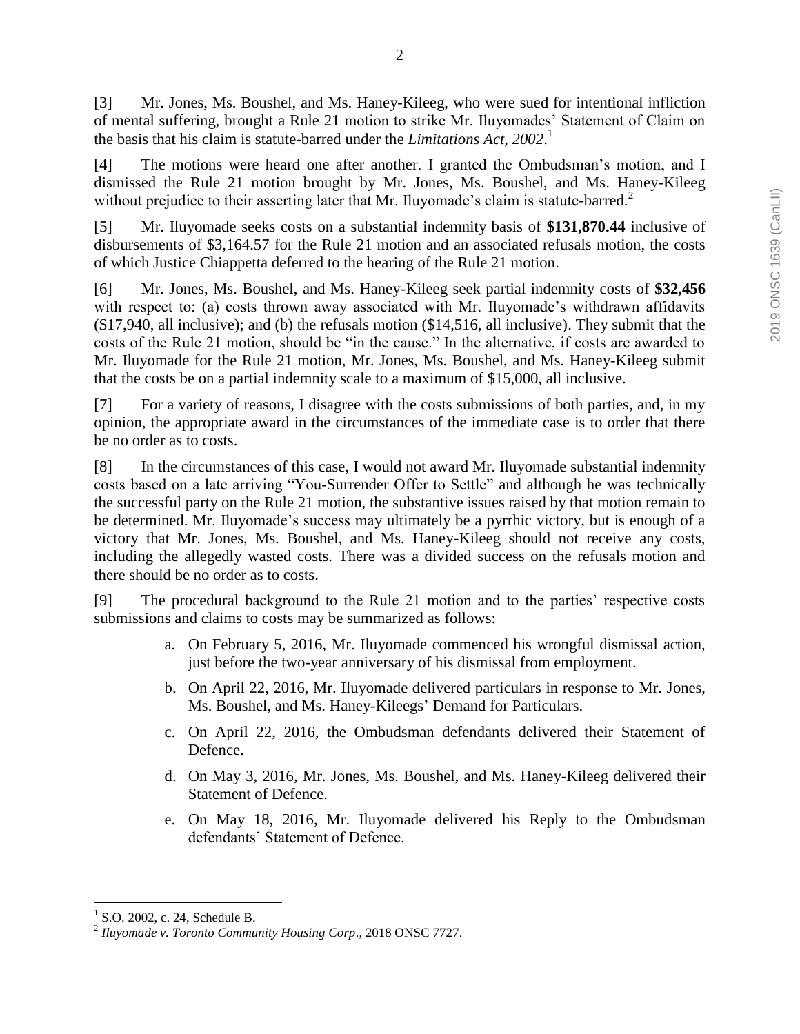[3] Mr. Jones, Ms. Boushel, and Ms. Haney-Kileeg, who were sued for intentional infliction of mental suffering, brought a Rule 21 motion to strike Mr. Iluyomades' Statement of Claim on the basis that his claim is statute-barred under the *Limitations Act, 2002*.[1]

[4] The motions were heard one after another. I granted the Ombudsman's motion, and I dismissed the Rule 21 motion brought by Mr. Jones, Ms. Boushel, and Ms. Haney-Kileeg without prejudice to their asserting later that Mr. Iluyomade's claim is statute-barred.[2]

[5] Mr. Iluyomade seeks costs on a substantial indemnity basis of **$131,870.44** inclusive of disbursements of $3,164.57 for the Rule 21 motion and an associated refusals motion, the costs of which Justice Chiappetta deferred to the hearing of the Rule 21 motion.

[6] Mr. Jones, Ms. Boushel, and Ms. Haney-Kileeg seek partial indemnity costs of **$32,456** with respect to: (a) costs thrown away associated with Mr. Iluyomade's withdrawn affidavits ($17,940, all inclusive); and (b) the refusals motion ($14,516, all inclusive). They submit that the costs of the Rule 21 motion, should be "in the cause." In the alternative, if costs are awarded to Mr. Iluyomade for the Rule 21 motion, Mr. Jones, Ms. Boushel, and Ms. Haney-Kileeg submit that the costs be on a partial indemnity scale to a maximum of $15,000, all inclusive.

[7] For a variety of reasons, I disagree with the costs submissions of both parties, and, in my opinion, the appropriate award in the circumstances of the immediate case is to order that there be no order as to costs.

[8] In the circumstances of this case, I would not award Mr. Iluyomade substantial indemnity costs based on a late arriving "You-Surrender Offer to Settle" and although he was technically the successful party on the Rule 21 motion, the substantive issues raised by that motion remain to be determined. Mr. Iluyomade's success may ultimately be a pyrrhic victory, but is enough of a victory that Mr. Jones, Ms. Boushel, and Ms. Haney-Kileeg should not receive any costs, including the allegedly wasted costs. There was a divided success on the refusals motion and there should be no order as to costs.

[9] The procedural background to the Rule 21 motion and to the parties' respective costs submissions and claims to costs may be summarized as follows:

a. On February 5, 2016, Mr. Iluyomade commenced his wrongful dismissal action, just before the two-year anniversary of his dismissal from employment.

b. On April 22, 2016, Mr. Iluyomade delivered particulars in response to Mr. Jones, Ms. Boushel, and Ms. Haney-Kileegs' Demand for Particulars.

c. On April 22, 2016, the Ombudsman defendants delivered their Statement of Defence.

d. On May 3, 2016, Mr. Jones, Ms. Boushel, and Ms. Haney-Kileeg delivered their Statement of Defence.

e. On May 18, 2016, Mr. Iluyomade delivered his Reply to the Ombudsman defendants' Statement of Defence.

---

[1] S.O. 2002, c. 24, Schedule B.

[2] *Iluyomade v. Toronto Community Housing Corp*., 2018 ONSC 7727.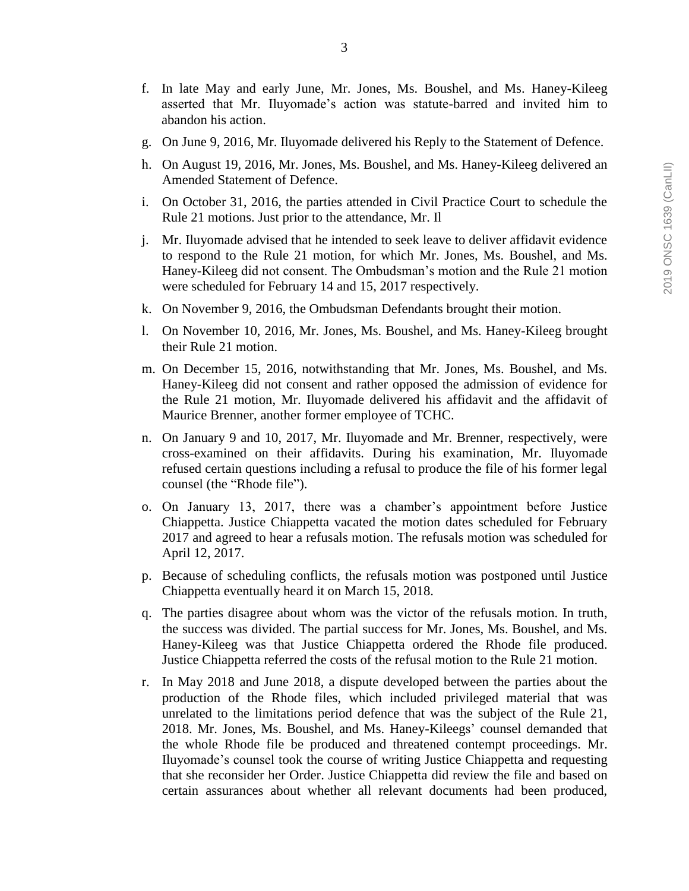- f. In late May and early June, Mr. Jones, Ms. Boushel, and Ms. Haney-Kileeg asserted that Mr. Iluyomade's action was statute-barred and invited him to abandon his action.
- g. On June 9, 2016, Mr. Iluyomade delivered his Reply to the Statement of Defence.
- h. On August 19, 2016, Mr. Jones, Ms. Boushel, and Ms. Haney-Kileeg delivered an Amended Statement of Defence.
- i. On October 31, 2016, the parties attended in Civil Practice Court to schedule the Rule 21 motions. Just prior to the attendance, Mr. Il
- j. Mr. Iluyomade advised that he intended to seek leave to deliver affidavit evidence to respond to the Rule 21 motion, for which Mr. Jones, Ms. Boushel, and Ms. Haney-Kileeg did not consent. The Ombudsman's motion and the Rule 21 motion were scheduled for February 14 and 15, 2017 respectively.
- k. On November 9, 2016, the Ombudsman Defendants brought their motion.
- l. On November 10, 2016, Mr. Jones, Ms. Boushel, and Ms. Haney-Kileeg brought their Rule 21 motion.
- m. On December 15, 2016, notwithstanding that Mr. Jones, Ms. Boushel, and Ms. Haney-Kileeg did not consent and rather opposed the admission of evidence for the Rule 21 motion, Mr. Iluyomade delivered his affidavit and the affidavit of Maurice Brenner, another former employee of TCHC.
- n. On January 9 and 10, 2017, Mr. Iluyomade and Mr. Brenner, respectively, were cross-examined on their affidavits. During his examination, Mr. Iluyomade refused certain questions including a refusal to produce the file of his former legal counsel (the "Rhode file").
- o. On January 13, 2017, there was a chamber's appointment before Justice Chiappetta. Justice Chiappetta vacated the motion dates scheduled for February 2017 and agreed to hear a refusals motion. The refusals motion was scheduled for April 12, 2017.
- p. Because of scheduling conflicts, the refusals motion was postponed until Justice Chiappetta eventually heard it on March 15, 2018.
- q. The parties disagree about whom was the victor of the refusals motion. In truth, the success was divided. The partial success for Mr. Jones, Ms. Boushel, and Ms. Haney-Kileeg was that Justice Chiappetta ordered the Rhode file produced. Justice Chiappetta referred the costs of the refusal motion to the Rule 21 motion.
- r. In May 2018 and June 2018, a dispute developed between the parties about the production of the Rhode files, which included privileged material that was unrelated to the limitations period defence that was the subject of the Rule 21, 2018. Mr. Jones, Ms. Boushel, and Ms. Haney-Kileegs' counsel demanded that the whole Rhode file be produced and threatened contempt proceedings. Mr. Iluyomade's counsel took the course of writing Justice Chiappetta and requesting that she reconsider her Order. Justice Chiappetta did review the file and based on certain assurances about whether all relevant documents had been produced,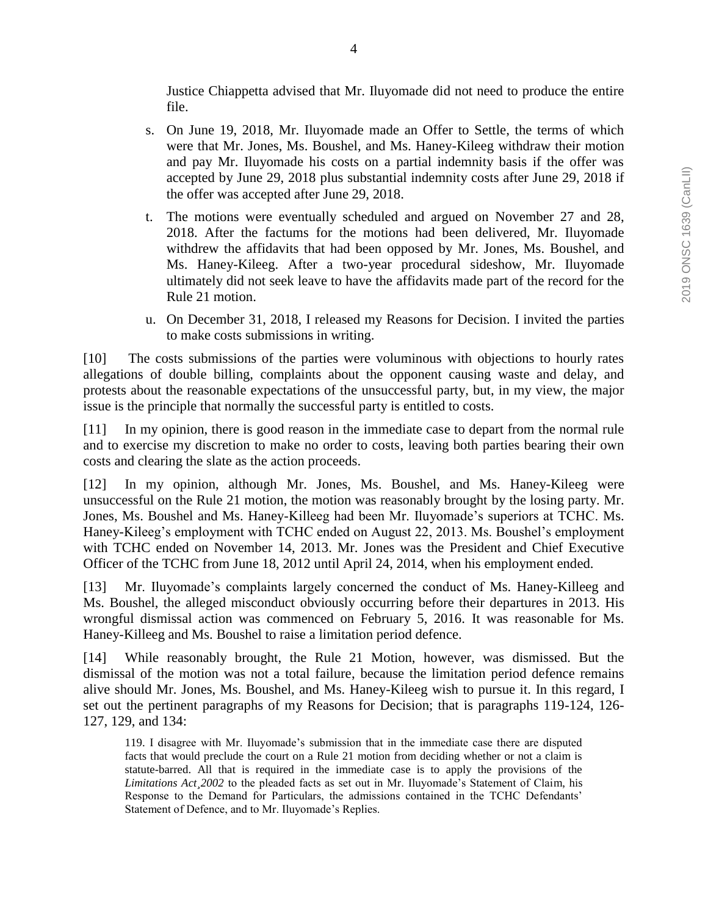Justice Chiappetta advised that Mr. Iluyomade did not need to produce the entire file.

s. On June 19, 2018, Mr. Iluyomade made an Offer to Settle, the terms of which were that Mr. Jones, Ms. Boushel, and Ms. Haney-Kileeg withdraw their motion and pay Mr. Iluyomade his costs on a partial indemnity basis if the offer was accepted by June 29, 2018 plus substantial indemnity costs after June 29, 2018 if the offer was accepted after June 29, 2018.

t. The motions were eventually scheduled and argued on November 27 and 28, 2018. After the factums for the motions had been delivered, Mr. Iluyomade withdrew the affidavits that had been opposed by Mr. Jones, Ms. Boushel, and Ms. Haney-Kileeg. After a two-year procedural sideshow, Mr. Iluyomade ultimately did not seek leave to have the affidavits made part of the record for the Rule 21 motion.

u. On December 31, 2018, I released my Reasons for Decision. I invited the parties to make costs submissions in writing.

[10] The costs submissions of the parties were voluminous with objections to hourly rates allegations of double billing, complaints about the opponent causing waste and delay, and protests about the reasonable expectations of the unsuccessful party, but, in my view, the major issue is the principle that normally the successful party is entitled to costs.

[11] In my opinion, there is good reason in the immediate case to depart from the normal rule and to exercise my discretion to make no order to costs, leaving both parties bearing their own costs and clearing the slate as the action proceeds.

[12] In my opinion, although Mr. Jones, Ms. Boushel, and Ms. Haney-Kileeg were unsuccessful on the Rule 21 motion, the motion was reasonably brought by the losing party. Mr. Jones, Ms. Boushel and Ms. Haney-Killeeg had been Mr. Iluyomade's superiors at TCHC. Ms. Haney-Kileeg's employment with TCHC ended on August 22, 2013. Ms. Boushel's employment with TCHC ended on November 14, 2013. Mr. Jones was the President and Chief Executive Officer of the TCHC from June 18, 2012 until April 24, 2014, when his employment ended.

[13] Mr. Iluyomade's complaints largely concerned the conduct of Ms. Haney-Killeeg and Ms. Boushel, the alleged misconduct obviously occurring before their departures in 2013. His wrongful dismissal action was commenced on February 5, 2016. It was reasonable for Ms. Haney-Killeeg and Ms. Boushel to raise a limitation period defence.

[14] While reasonably brought, the Rule 21 Motion, however, was dismissed. But the dismissal of the motion was not a total failure, because the limitation period defence remains alive should Mr. Jones, Ms. Boushel, and Ms. Haney-Kileeg wish to pursue it. In this regard, I set out the pertinent paragraphs of my Reasons for Decision; that is paragraphs 119-124, 126-127, 129, and 134:

> 119. I disagree with Mr. Iluyomade's submission that in the immediate case there are disputed facts that would preclude the court on a Rule 21 motion from deciding whether or not a claim is statute-barred. All that is required in the immediate case is to apply the provisions of the *Limitations Act¸2002* to the pleaded facts as set out in Mr. Iluyomade's Statement of Claim, his Response to the Demand for Particulars, the admissions contained in the TCHC Defendants' Statement of Defence, and to Mr. Iluyomade's Replies.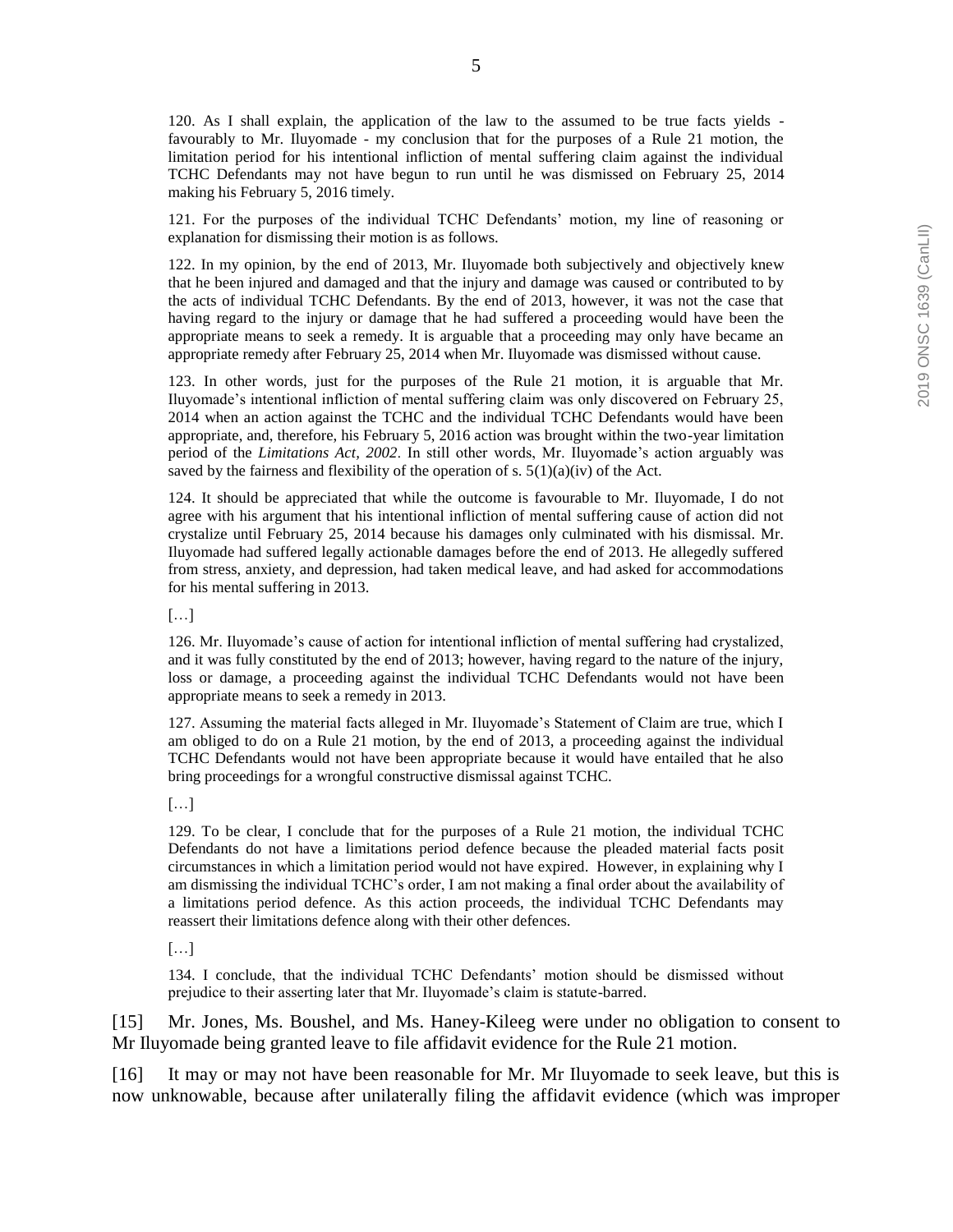120. As I shall explain, the application of the law to the assumed to be true facts yields - favourably to Mr. Iluyomade - my conclusion that for the purposes of a Rule 21 motion, the limitation period for his intentional infliction of mental suffering claim against the individual TCHC Defendants may not have begun to run until he was dismissed on February 25, 2014 making his February 5, 2016 timely.

121. For the purposes of the individual TCHC Defendants' motion, my line of reasoning or explanation for dismissing their motion is as follows.

122. In my opinion, by the end of 2013, Mr. Iluyomade both subjectively and objectively knew that he been injured and damaged and that the injury and damage was caused or contributed to by the acts of individual TCHC Defendants. By the end of 2013, however, it was not the case that having regard to the injury or damage that he had suffered a proceeding would have been the appropriate means to seek a remedy. It is arguable that a proceeding may only have became an appropriate remedy after February 25, 2014 when Mr. Iluyomade was dismissed without cause.

123. In other words, just for the purposes of the Rule 21 motion, it is arguable that Mr. Iluyomade's intentional infliction of mental suffering claim was only discovered on February 25, 2014 when an action against the TCHC and the individual TCHC Defendants would have been appropriate, and, therefore, his February 5, 2016 action was brought within the two-year limitation period of the *Limitations Act, 2002*. In still other words, Mr. Iluyomade's action arguably was saved by the fairness and flexibility of the operation of s. 5(1)(a)(iv) of the Act.

124. It should be appreciated that while the outcome is favourable to Mr. Iluyomade, I do not agree with his argument that his intentional infliction of mental suffering cause of action did not crystalize until February 25, 2014 because his damages only culminated with his dismissal. Mr. Iluyomade had suffered legally actionable damages before the end of 2013. He allegedly suffered from stress, anxiety, and depression, had taken medical leave, and had asked for accommodations for his mental suffering in 2013.

[…]

126. Mr. Iluyomade's cause of action for intentional infliction of mental suffering had crystalized, and it was fully constituted by the end of 2013; however, having regard to the nature of the injury, loss or damage, a proceeding against the individual TCHC Defendants would not have been appropriate means to seek a remedy in 2013.

127. Assuming the material facts alleged in Mr. Iluyomade's Statement of Claim are true, which I am obliged to do on a Rule 21 motion, by the end of 2013, a proceeding against the individual TCHC Defendants would not have been appropriate because it would have entailed that he also bring proceedings for a wrongful constructive dismissal against TCHC.

[…]

129. To be clear, I conclude that for the purposes of a Rule 21 motion, the individual TCHC Defendants do not have a limitations period defence because the pleaded material facts posit circumstances in which a limitation period would not have expired. However, in explaining why I am dismissing the individual TCHC's order, I am not making a final order about the availability of a limitations period defence. As this action proceeds, the individual TCHC Defendants may reassert their limitations defence along with their other defences.

[…]

134. I conclude, that the individual TCHC Defendants' motion should be dismissed without prejudice to their asserting later that Mr. Iluyomade's claim is statute-barred.

[15] Mr. Jones, Ms. Boushel, and Ms. Haney-Kileeg were under no obligation to consent to Mr Iluyomade being granted leave to file affidavit evidence for the Rule 21 motion.

[16] It may or may not have been reasonable for Mr. Mr Iluyomade to seek leave, but this is now unknowable, because after unilaterally filing the affidavit evidence (which was improper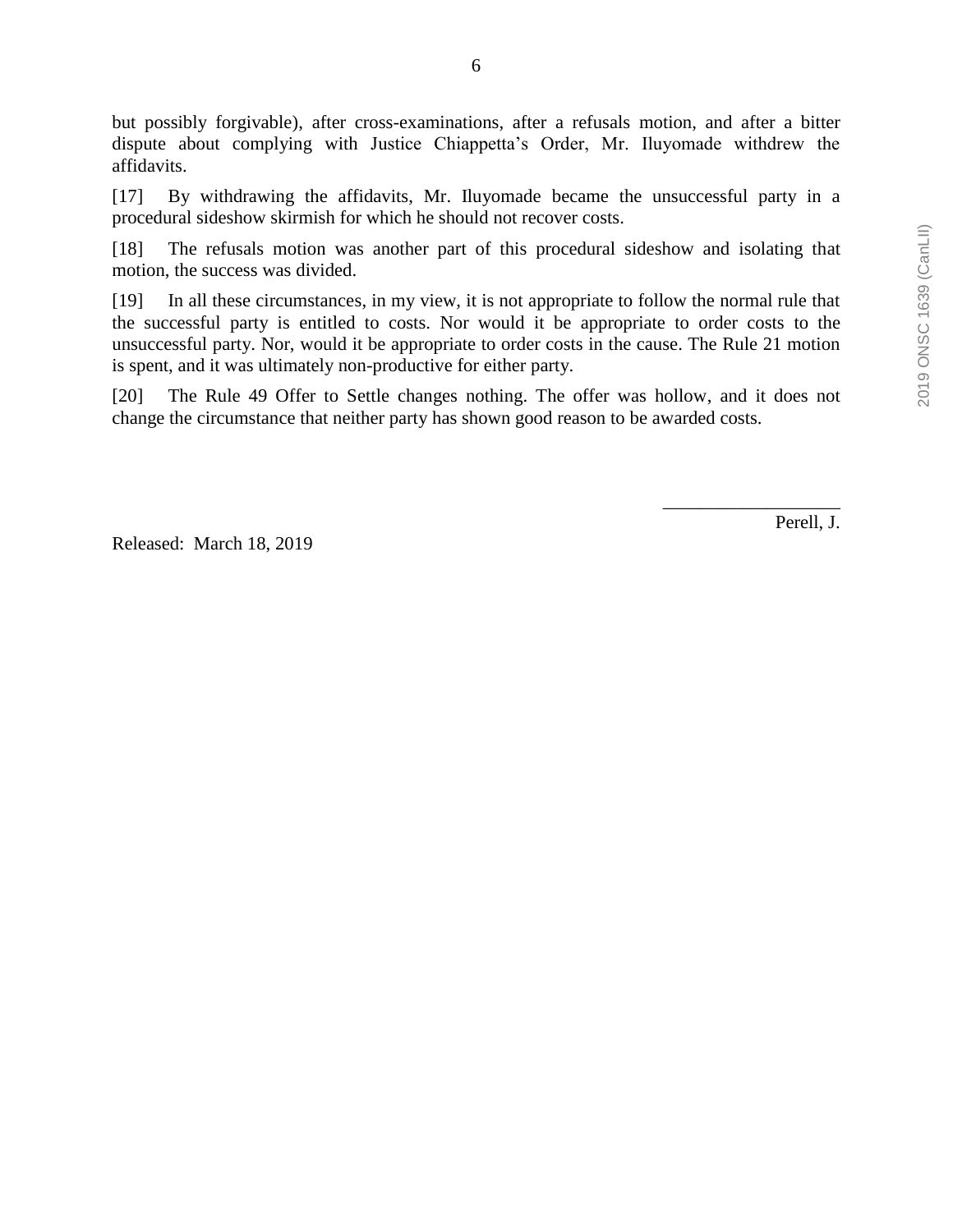but possibly forgivable), after cross-examinations, after a refusals motion, and after a bitter dispute about complying with Justice Chiappetta's Order, Mr. Iluyomade withdrew the affidavits.

[17] By withdrawing the affidavits, Mr. Iluyomade became the unsuccessful party in a procedural sideshow skirmish for which he should not recover costs.

[18] The refusals motion was another part of this procedural sideshow and isolating that motion, the success was divided.

[19] In all these circumstances, in my view, it is not appropriate to follow the normal rule that the successful party is entitled to costs. Nor would it be appropriate to order costs to the unsuccessful party. Nor, would it be appropriate to order costs in the cause. The Rule 21 motion is spent, and it was ultimately non-productive for either party.

[20] The Rule 49 Offer to Settle changes nothing. The offer was hollow, and it does not change the circumstance that neither party has shown good reason to be awarded costs.

___________________

Perell, J.

Released: March 18, 2019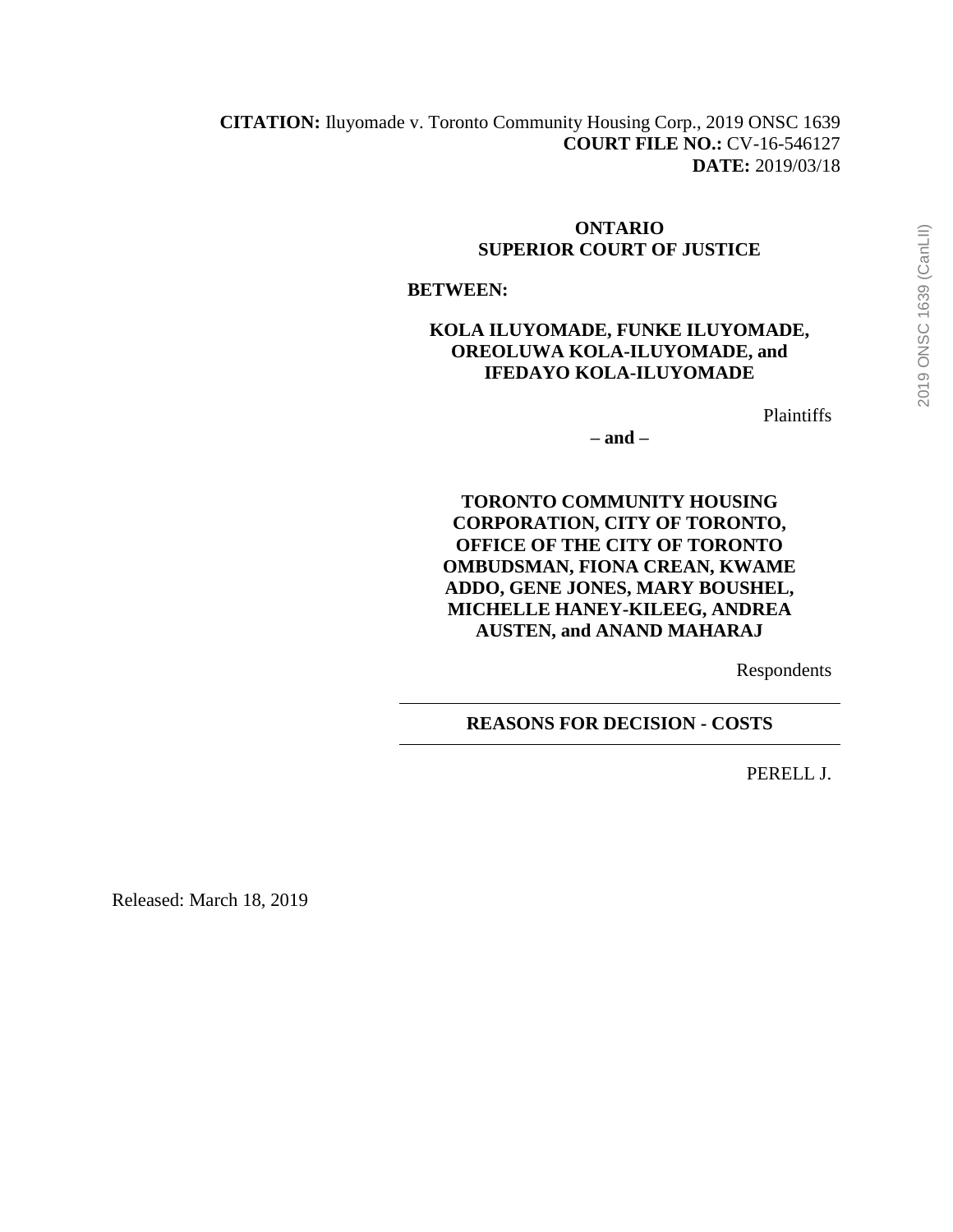**CITATION:** Iluyomade v. Toronto Community Housing Corp., 2019 ONSC 1639
**COURT FILE NO.:** CV-16-546127
**DATE:** 2019/03/18

**ONTARIO**
**SUPERIOR COURT OF JUSTICE**

**BETWEEN:**

**KOLA ILUYOMADE, FUNKE ILUYOMADE, OREOLUWA KOLA-ILUYOMADE, and IFEDAYO KOLA-ILUYOMADE**

Plaintiffs

**– and –**

**TORONTO COMMUNITY HOUSING CORPORATION, CITY OF TORONTO, OFFICE OF THE CITY OF TORONTO OMBUDSMAN, FIONA CREAN, KWAME ADDO, GENE JONES, MARY BOUSHEL, MICHELLE HANEY-KILEEG, ANDREA AUSTEN, and ANAND MAHARAJ**

Respondents

**REASONS FOR DECISION - COSTS**

PERELL J.

Released: March 18, 2019